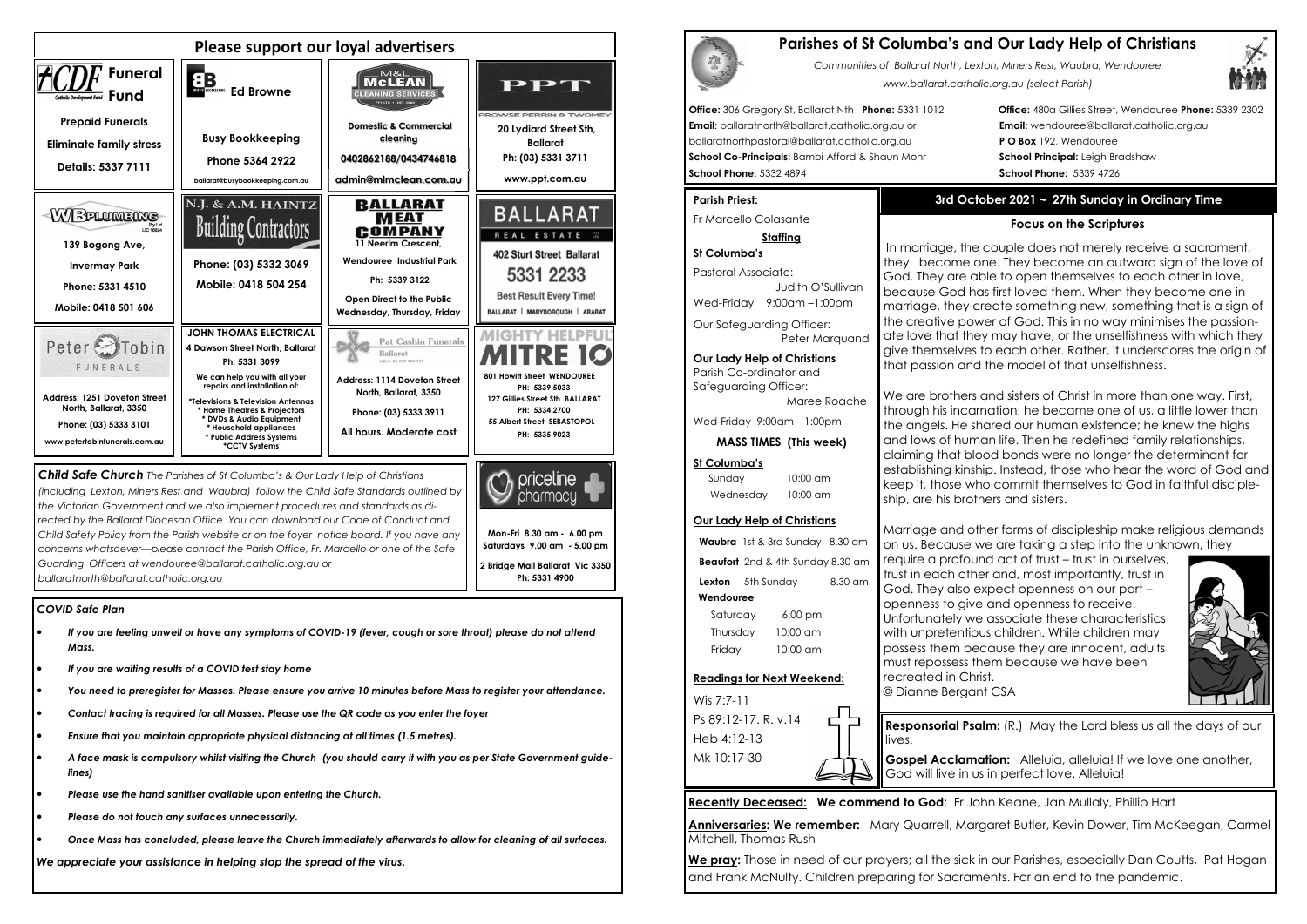## Please support our loyal advertisers

**CDF Funeral Fund** — Catholic Development Fund
Prepaid Funerals
Eliminate family stress
Details: 5337 7111

**Ed Browne** — Busy Bookkeeping
Busy Bookkeeping
Phone 5364 2922
ballarat@busybookkeeping.com.au

**M&L McLEAN CLEANING SERVICES**
Domestic & Commercial cleaning
0402862188/0434746818
admin@mlmclean.com.au

**PPT** — Prowse Perrin & Twomey
20 Lydiard Street Sth, Ballarat
Ph: (03) 5331 3711
www.ppt.com.au

**WB Plumbing** Pty Ltd
139 Bogong Ave, Invermay Park
Phone: 5331 4510
Mobile: 0418 501 606

**N.J. & A.M. HAINTZ Building Contractors**
Phone: (03) 5332 3069
Mobile: 0418 504 254

**BALLARAT MEAT COMPANY**
11 Neerim Crescent, Wendouree Industrial Park
Ph: 5339 3122
Open Direct to the Public Wednesday, Thursday, Friday

**BALLARAT REAL ESTATE**
402 Sturt Street Ballarat
5331 2233
Best Result Every Time!
BALLARAT | MARYBOROUGH | ARARAT

**Peter Tobin FUNERALS**
Address: 1251 Doveton Street North, Ballarat, 3350
Phone: (03) 5333 3101
www.petertobinfunerals.com.au

**JOHN THOMAS ELECTRICAL**
4 Dawson Street North, Ballarat
Ph: 5331 3099
We can help you with all your repairs and installation of:
- *Televisions & Television Antennas
- * Home Theatres & Projectors
- * DVDs & Audio Equipment
- * Household appliances
- * Public Address Systems
- *CCTV Systems

**Pat Cashin Funerals** Ballarat
Address: 1114 Doveton Street North, Ballarat, 3350
Phone: (03) 5333 3911
All hours. Moderate cost

**MIGHTY HELPFUL MITRE 10**
801 Howitt Street WENDOUREE PH: 5339 5033
127 Gillies Street Sth BALLARAT PH: 5334 2700
55 Albert Street SEBASTOPOL PH: 5335 9023

**priceline pharmacy**
Mon-Fri 8.30 am - 6.00 pm
Saturdays 9.00 am - 5.00 pm
2 Bridge Mall Ballarat Vic 3350
Ph: 5331 4900

***Child Safe Church*** *The Parishes of St Columba's & Our Lady Help of Christians (including Lexton, Miners Rest and Waubra) follow the Child Safe Standards outlined by the Victorian Government and we also implement procedures and standards as directed by the Ballarat Diocesan Office. You can download our Code of Conduct and Child Safety Policy from the Parish website or on the foyer notice board. If you have any concerns whatsoever—please contact the Parish Office, Fr. Marcello or one of the Safe Guarding Officers at wendouree@ballarat.catholic.org.au or ballaratnorth@ballarat.catholic.org.au*

### *COVID Safe Plan*

- ***If you are feeling unwell or have any symptoms of COVID-19 (fever, cough or sore throat) please do not attend Mass.***
- ***If you are waiting results of a COVID test stay home***
- ***You need to preregister for Masses. Please ensure you arrive 10 minutes before Mass to register your attendance.***
- ***Contact tracing is required for all Masses. Please use the QR code as you enter the foyer***
- ***Ensure that you maintain appropriate physical distancing at all times (1.5 metres).***
- ***A face mask is compulsory whilst visiting the Church (you should carry it with you as per State Government guidelines)***
- ***Please use the hand sanitiser available upon entering the Church.***
- ***Please do not touch any surfaces unnecessarily.***
- ***Once Mass has concluded, please leave the Church immediately afterwards to allow for cleaning of all surfaces.***

***We appreciate your assistance in helping stop the spread of the virus.***

# Parishes of St Columba's and Our Lady Help of Christians

*Communities of Ballarat North, Lexton, Miners Rest, Waubra, Wendouree*
*www.ballarat.catholic.org.au (select Parish)*

**Office:** 306 Gregory St, Ballarat Nth **Phone:** 5331 1012
**Email**: ballaratnorth@ballarat.catholic.org.au or ballaratnorthpastoral@ballarat.catholic.org.au
**School Co-Principals:** Bambi Afford & Shaun Mohr
**School Phone:** 5332 4894

**Office:** 480a Gillies Street, Wendouree **Phone:** 5339 2302
**Email:** wendouree@ballarat.catholic.org.au
**P O Box** 192, Wendouree
**School Principal:** Leigh Bradshaw
**School Phone:** 5339 4726

**Parish Priest:**
Fr Marcello Colasante

**Staffing**

**St Columba's**
Pastoral Associate: Judith O'Sullivan
Wed-Friday 9:00am –1:00pm
Our Safeguarding Officer: Peter Marquand

**Our Lady Help of Christians**
Parish Co-ordinator and Safeguarding Officer: Maree Roache
Wed-Friday 9:00am—1:00pm

**MASS TIMES (This week)**

**St Columba's**
Sunday 10:00 am
Wednesday 10:00 am

**Our Lady Help of Christians**
**Waubra** 1st & 3rd Sunday 8.30 am
**Beaufort** 2nd & 4th Sunday 8.30 am
**Lexton** 5th Sunday 8.30 am
**Wendouree**
Saturday 6:00 pm
Thursday 10:00 am
Friday 10:00 am

**Readings for Next Weekend:**
Wis 7:7-11
Ps 89:12-17. R. v.14
Heb 4:12-13
Mk 10:17-30

## 3rd October 2021 ~ 27th Sunday in Ordinary Time

### Focus on the Scriptures

In marriage, the couple does not merely receive a sacrament, they become one. They become an outward sign of the love of God. They are able to open themselves to each other in love, because God has first loved them. When they become one in marriage, they create something new, something that is a sign of the creative power of God. This in no way minimises the passionate love that they may have, or the unselfishness with which they give themselves to each other. Rather, it underscores the origin of that passion and the model of that unselfishness.

We are brothers and sisters of Christ in more than one way. First, through his incarnation, he became one of us, a little lower than the angels. He shared our human existence; he knew the highs and lows of human life. Then he redefined family relationships, claiming that blood bonds were no longer the determinant for establishing kinship. Instead, those who hear the word of God and keep it, those who commit themselves to God in faithful discipleship, are his brothers and sisters.

Marriage and other forms of discipleship make religious demands on us. Because we are taking a step into the unknown, they require a profound act of trust – trust in ourselves, trust in each other and, most importantly, trust in God. They also expect openness on our part – openness to give and openness to receive. Unfortunately we associate these characteristics with unpretentious children. While children may possess them because they are innocent, adults must repossess them because we have been recreated in Christ.
© Dianne Bergant CSA

**Responsorial Psalm:** (R.) May the Lord bless us all the days of our lives.

**Gospel Acclamation:** Alleluia, alleluia! If we love one another, God will live in us in perfect love. Alleluia!

**Recently Deceased: We commend to God**: Fr John Keane, Jan Mullaly, Phillip Hart

**Anniversaries: We remember:** Mary Quarrell, Margaret Butler, Kevin Dower, Tim McKeegan, Carmel Mitchell, Thomas Rush

**We pray:** Those in need of our prayers; all the sick in our Parishes, especially Dan Coutts, Pat Hogan and Frank McNulty. Children preparing for Sacraments. For an end to the pandemic.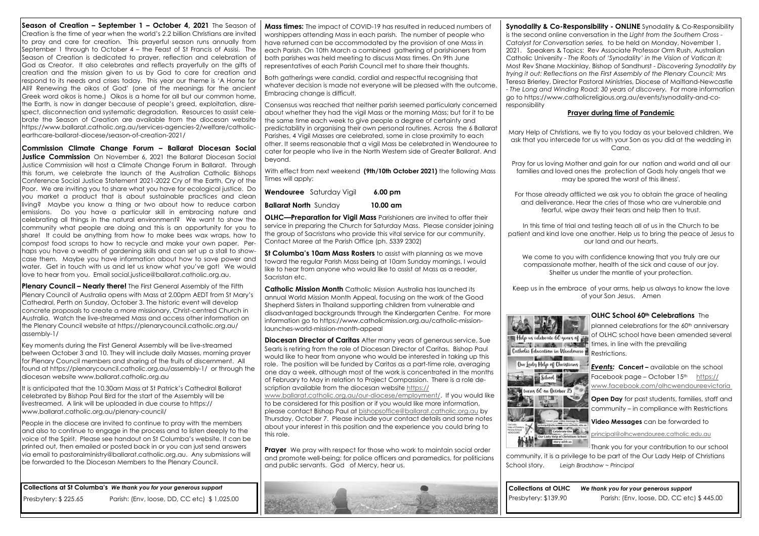**Season of Creation – September 1 – October 4, 2021** The Season of Creation is the time of year when the world's 2.2 billion Christians are invited to pray and care for creation. This prayerful season runs annually from September 1 through to October 4 – the Feast of St Francis of Assisi. The Season of Creation is dedicated to prayer, reflection and celebration of God as Creator. It also celebrates and reflects prayerfully on the gifts of creation and the mission given to us by God to care for creation and respond to its needs and crises today. This year our theme is 'A Home for All? Renewing the oikos of God' (one of the meanings for the ancient Greek word oikos is home.) Oikos is a home for all but our common home, the Earth, is now in danger because of people's greed, exploitation, disrespect, disconnection and systematic degradation. Resources to assist celebrate the Season of Creation are available from the diocesan website https://www.ballarat.catholic.org.au/services-agencies-2/welfare/catholic-earthcare-ballarat-diocese/season-of-creation-2021/

**Commission Climate Change Forum – Ballarat Diocesan Social Justice Commission** On November 6, 2021 the Ballarat Diocesan Social Justice Commission will host a Climate Change Forum in Ballarat. Through this forum, we celebrate the launch of the Australian Catholic Bishops Conference Social Justice Statement 2021-2022 Cry of the Earth, Cry of the Poor. We are inviting you to share what you have for ecological justice. Do you market a product that is about sustainable practices and clean living? Maybe you know a thing or two about how to reduce carbon emissions. Do you have a particular skill in embracing nature and celebrating all things in the natural environment? We want to show the community what people are doing and this is an opportunity for you to share! It could be anything from how to make bees wax wraps, how to compost food scraps to how to recycle and make your own paper. Perhaps you have a wealth of gardening skills and can set up a stall to showcase them. Maybe you have information about how to save power and water. Get in touch with us and let us know what you've got! We would love to hear from you. Email social.justice@ballarat.catholic.org.au.

**Plenary Council – Nearly there!** The First General Assembly of the Fifth Plenary Council of Australia opens with Mass at 2.00pm AEDT from St Mary's Cathedral, Perth on Sunday, October 3. The historic event will develop concrete proposals to create a more missionary, Christ-centred Church in Australia. Watch the live-streamed Mass and access other information on the Plenary Council website at https://plenarycouncil.catholic.org.au/assembly-1/

Key moments during the First General Assembly will be live-streamed between October 3 and 10. They will include daily Masses, morning prayer for Plenary Council members and sharing of the fruits of discernment. All found at https://plenarycouncil.catholic.org.au/assembly-1/ or through the diocesan website www.ballarat.catholic.org.au

It is anticipated that the 10.30am Mass at St Patrick's Cathedral Ballarat celebrated by Bishop Paul Bird for the start of the Assembly will be livestreamed. A link will be uploaded in due course to https://www.ballarat.catholic.org.au/plenary-council/

People in the diocese are invited to continue to pray with the members and also to continue to engage in the process and to listen deeply to the voice of the Spirit. Please see handout on St Columba's website. It can be printed out, then emailed or posted back in or you can just send answers via email to pastoralministry@ballarat.catholic.org.au. Any submissions will be forwarded to the Diocesan Members to the Plenary Council.

**Collections at St Columba's** *We thank you for your generous support*

Presbytery: $ 225.65 Parish: (Env, loose, DD, CC etc) $ 1,025.00

**Mass times:** The impact of COVID-19 has resulted in reduced numbers of worshippers attending Mass in each parish. The number of people who have returned can be accommodated by the provision of one Mass in each Parish. On 10th March a combined gathering of parishioners from both parishes was held meeting to discuss Mass times. On 9th June representatives of each Parish Council met to share their thoughts.

Both gatherings were candid, cordial and respectful recognising that whatever decision is made not everyone will be pleased with the outcome. Embracing change is difficult.

Consensus was reached that neither parish seemed particularly concerned about whether they had the vigil Mass or the morning Mass; but for it to be the same time each week to give people a degree of certainty and predictability in organising their own personal routines. Across the 6 Ballarat Parishes, 4 Vigil Masses are celebrated, some in close proximity to each other. It seems reasonable that a vigil Mass be celebrated in Wendouree to cater for people who live in the North Western side of Greater Ballarat. And beyond.

With effect from next weekend **(9th/10th October 2021)** the following Mass Times will apply:

**Wendouree** Saturday Vigil **6.00 pm**

**Ballarat North** Sunday **10.00 am**

**OLHC—Preparation for Vigil Mass** Parishioners are invited to offer their service in preparing the Church for Saturday Mass. Please consider joining the group of Sacristans who provide this vital service for our community. Contact Maree at the Parish Office (ph. 5339 2302)

**St Columba's 10am Mass Rosters** to assist with planning as we move toward the regular Parish Mass being at 10am Sunday mornings, I would like to hear from anyone who would like to assist at Mass as a reader, Sacristan etc.

**Catholic Mission Month** Catholic Mission Australia has launched its annual World Mission Month Appeal, focusing on the work of the Good Shepherd Sisters in Thailand supporting children from vulnerable and disadvantaged backgrounds through the Kindergarten Centre. For more information go to https://www.catholicmission.org.au/catholic-mission-launches-world-mission-month-appeal

**Diocesan Director of Caritas** After many years of generous service, Sue Searls is retiring from the role of Diocesan Director of Caritas. Bishop Paul would like to hear from anyone who would be interested in taking up this role. The position will be funded by Caritas as a part-time role, averaging one day a week, although most of the work is concentrated in the months of February to May in relation to Project Compassion. There is a role description available from the diocesan website https://www.ballarat.catholic.org.au/our-diocese/employment/. If you would like to be considered for this position or if you would like more information, please contact Bishop Paul at bishopsoffice@ballarat.catholic.org.au by Thursday, October 7. Please include your contact details and some notes about your interest in this position and the experience you could bring to this role.

**Prayer** We pray with respect for those who work to maintain social order and promote well-being: for police officers and paramedics, for politicians and public servants. God of Mercy, hear us.

**Synodality & Co-Responsibility - ONLINE** Synodality & Co-Responsibility is the second online conversation in the *Light from the Southern Cross - Catalyst for Conversation series,* to be held on Monday, November 1, 2021. Speakers & Topics: Rev Associate Professor Orm Rush, Australian Catholic University - *The Roots of 'Synodality' in the Vision of Vatican II;* Most Rev Shane Mackinlay, Bishop of Sandhurst - *Discovering Synodality by trying it out: Reflections on the First Assembly of the Plenary Council;* Mrs Teresa Brierley, Director Pastoral Ministries, Diocese of Maitland-Newcastle - *The Long and Winding Road: 30 years of discovery.* For more information go to https://www.catholicreligious.org.au/events/synodality-and-co-responsibility

## Prayer during time of Pandemic

Mary Help of Christians, we fly to you today as your beloved children. We ask that you intercede for us with your Son as you did at the wedding in Cana.

Pray for us loving Mother and gain for our nation and world and all our families and loved ones the protection of Gods holy angels that we may be spared the worst of this illness'.

For those already afflicted we ask you to obtain the grace of healing and deliverance. Hear the cries of those who are vulnerable and fearful, wipe away their tears and help then to trust.

In this time of trial and testing teach all of us in the Church to be patient and kind love one another. Help us to bring the peace of Jesus to our land and our hearts.

We come to you with confidence knowing that you truly are our compassionate mother, health of the sick and cause of our joy. Shelter us under the mantle of your protection.

Keep us in the embrace of your arms, help us always to know the love of your Son Jesus. Amen

**OLHC School 60th Celebrations** The planned celebrations for the 60th anniversary of OLHC school have been amended several times, in line with the prevailing Restrictions.

***Events:*** **Concert –** available on the school Facebook page – October 15th https://www.facebook.com/olhcwendoureevictoria

**Open Day** for past students, families, staff and community – in compliance with Restrictions

**Video Messages** can be forwarded to principal@olhcwendouree.catholic.edu.au

Thank you for your contribution to our school community, it is a privilege to be part of the Our Lady Help of Christians School story. *Leigh Bradshaw ~ Principal*

**Collections at OLHC** *We thank you for your generous support*

Presbytery: $139.90 Parish: (Env, loose, DD, CC etc) $ 445.00